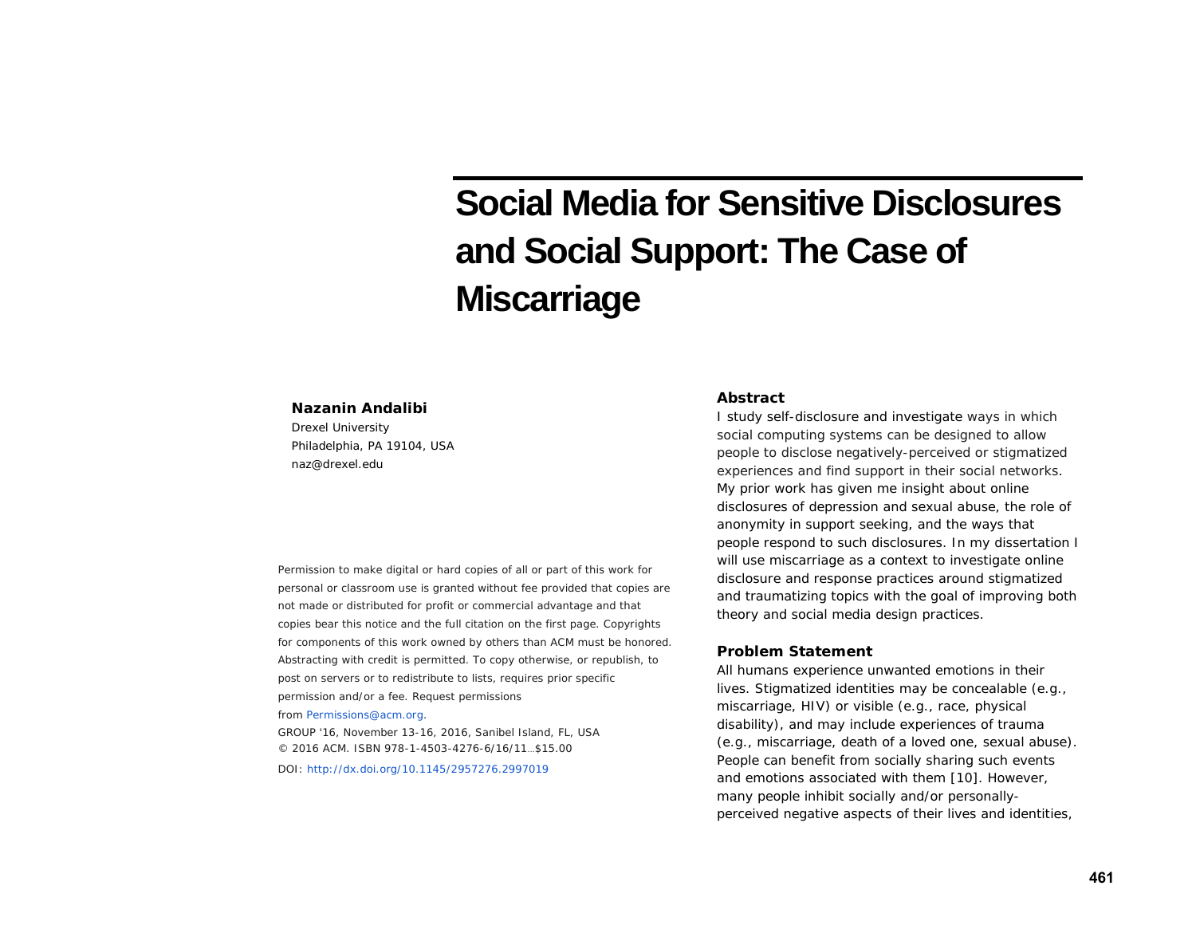# Social Media for Sensitive Disclosures and Social Support: The Case of Miscarriage

**Nazanin Andalibi**
Drexel University
Philadelphia, PA 19104, USA
naz@drexel.edu

Permission to make digital or hard copies of all or part of this work for personal or classroom use is granted without fee provided that copies are not made or distributed for profit or commercial advantage and that copies bear this notice and the full citation on the first page. Copyrights for components of this work owned by others than ACM must be honored. Abstracting with credit is permitted. To copy otherwise, or republish, to post on servers or to redistribute to lists, requires prior specific permission and/or a fee. Request permissions from Permissions@acm.org.
GROUP '16, November 13-16, 2016, Sanibel Island, FL, USA
© 2016 ACM. ISBN 978-1-4503-4276-6/16/11…$15.00
DOI: http://dx.doi.org/10.1145/2957276.2997019

## Abstract

I study self-disclosure and investigate ways in which social computing systems can be designed to allow people to disclose negatively-perceived or stigmatized experiences and find support in their social networks. My prior work has given me insight about online disclosures of depression and sexual abuse, the role of anonymity in support seeking, and the ways that people respond to such disclosures. In my dissertation I will use miscarriage as a context to investigate online disclosure and response practices around stigmatized and traumatizing topics with the goal of improving both theory and social media design practices.

## Problem Statement

All humans experience unwanted emotions in their lives. Stigmatized identities may be concealable (e.g., miscarriage, HIV) or visible (e.g., race, physical disability), and may include experiences of trauma (e.g., miscarriage, death of a loved one, sexual abuse). People can benefit from socially sharing such events and emotions associated with them [10]. However, many people inhibit socially and/or personally-perceived negative aspects of their lives and identities,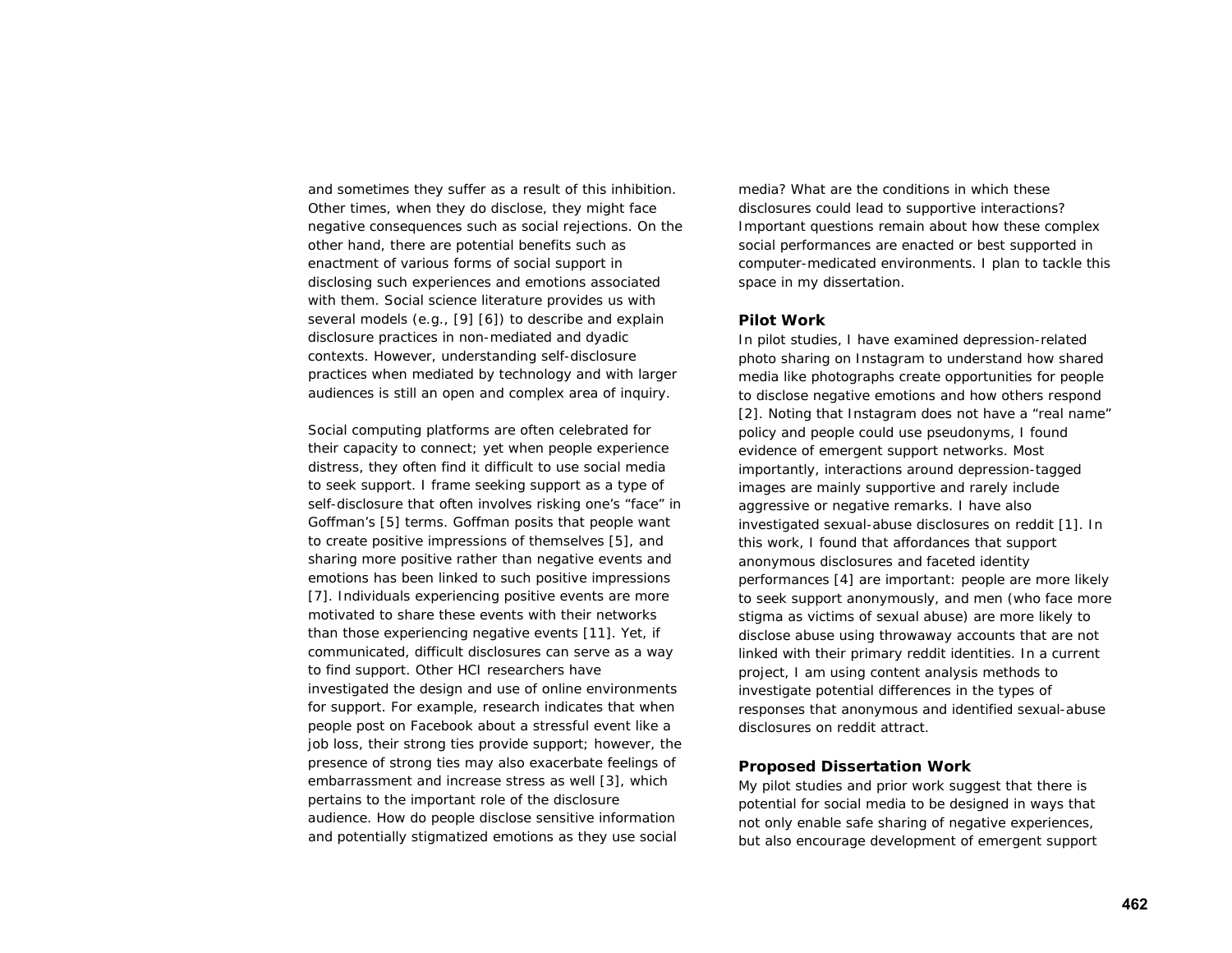and sometimes they suffer as a result of this inhibition. Other times, when they do disclose, they might face negative consequences such as social rejections. On the other hand, there are potential benefits such as enactment of various forms of social support in disclosing such experiences and emotions associated with them. Social science literature provides us with several models (e.g., [9] [6]) to describe and explain disclosure practices in non-mediated and dyadic contexts. However, understanding self-disclosure practices when mediated by technology and with larger audiences is still an open and complex area of inquiry.

Social computing platforms are often celebrated for their capacity to connect; yet when people experience distress, they often find it difficult to use social media to seek support. I frame seeking support as a type of self-disclosure that often involves risking one's "face" in Goffman's [5] terms. Goffman posits that people want to create positive impressions of themselves [5], and sharing more positive rather than negative events and emotions has been linked to such positive impressions [7]. Individuals experiencing positive events are more motivated to share these events with their networks than those experiencing negative events [11]. Yet, if communicated, difficult disclosures can serve as a way to find support. Other HCI researchers have investigated the design and use of online environments for support. For example, research indicates that when people post on Facebook about a stressful event like a job loss, their strong ties provide support; however, the presence of strong ties may also exacerbate feelings of embarrassment and increase stress as well [3], which pertains to the important role of the disclosure audience. How do people disclose sensitive information and potentially stigmatized emotions as they use social media? What are the conditions in which these disclosures could lead to supportive interactions? Important questions remain about how these complex social performances are enacted or best supported in computer-medicated environments. I plan to tackle this space in my dissertation.

### Pilot Work

In pilot studies, I have examined depression-related photo sharing on Instagram to understand how shared media like photographs create opportunities for people to disclose negative emotions and how others respond [2]. Noting that Instagram does not have a "real name" policy and people could use pseudonyms, I found evidence of emergent support networks. Most importantly, interactions around depression-tagged images are mainly supportive and rarely include aggressive or negative remarks. I have also investigated sexual-abuse disclosures on reddit [1]. In this work, I found that affordances that support anonymous disclosures and faceted identity performances [4] are important: people are more likely to seek support anonymously, and men (who face more stigma as victims of sexual abuse) are more likely to disclose abuse using throwaway accounts that are not linked with their primary reddit identities. In a current project, I am using content analysis methods to investigate potential differences in the types of responses that anonymous and identified sexual-abuse disclosures on reddit attract.

### Proposed Dissertation Work

My pilot studies and prior work suggest that there is potential for social media to be designed in ways that not only enable safe sharing of negative experiences, but also encourage development of emergent support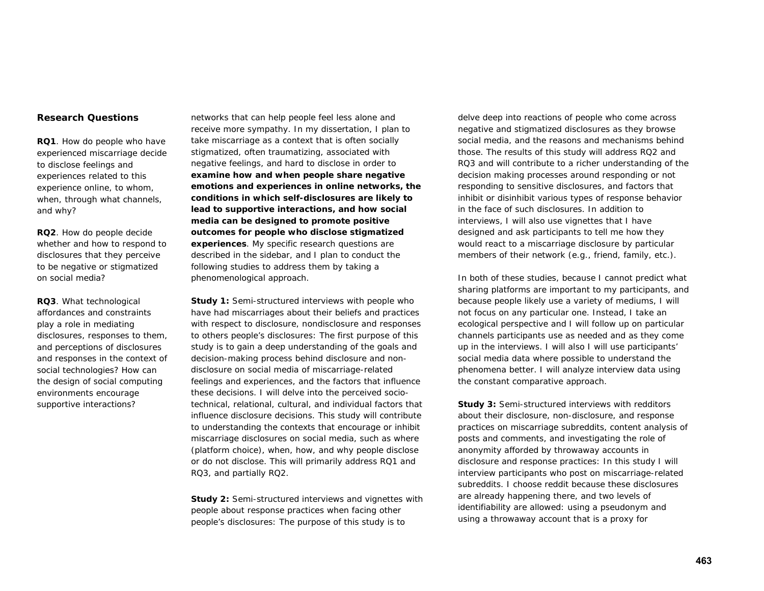## Research Questions

**RQ1**. How do people who have experienced miscarriage decide to disclose feelings and experiences related to this experience online, to whom, when, through what channels, and why?

**RQ2**. How do people decide whether and how to respond to disclosures that they perceive to be negative or stigmatized on social media?

**RQ3**. What technological affordances and constraints play a role in mediating disclosures, responses to them, and perceptions of disclosures and responses in the context of social technologies? How can the design of social computing environments encourage supportive interactions?

networks that can help people feel less alone and receive more sympathy. In my dissertation, I plan to take miscarriage as a context that is often socially stigmatized, often traumatizing, associated with negative feelings, and hard to disclose in order to **examine how and when people share negative emotions and experiences in online networks, the conditions in which self-disclosures are likely to lead to supportive interactions, and how social media can be designed to promote positive outcomes for people who disclose stigmatized experiences**. My specific research questions are described in the sidebar, and I plan to conduct the following studies to address them by taking a phenomenological approach.

**Study 1:** Semi-structured interviews with people who have had miscarriages about their beliefs and practices with respect to disclosure, nondisclosure and responses to others people's disclosures: The first purpose of this study is to gain a deep understanding of the goals and decision-making process behind disclosure and non-disclosure on social media of miscarriage-related feelings and experiences, and the factors that influence these decisions. I will delve into the perceived socio-technical, relational, cultural, and individual factors that influence disclosure decisions. This study will contribute to understanding the contexts that encourage or inhibit miscarriage disclosures on social media, such as where (platform choice), when, how, and why people disclose or do not disclose. This will primarily address RQ1 and RQ3, and partially RQ2.

**Study 2:** Semi-structured interviews and vignettes with people about response practices when facing other people's disclosures: The purpose of this study is to delve deep into reactions of people who come across negative and stigmatized disclosures as they browse social media, and the reasons and mechanisms behind those. The results of this study will address RQ2 and RQ3 and will contribute to a richer understanding of the decision making processes around responding or not responding to sensitive disclosures, and factors that inhibit or disinhibit various types of response behavior in the face of such disclosures. In addition to interviews, I will also use vignettes that I have designed and ask participants to tell me how they would react to a miscarriage disclosure by particular members of their network (e.g., friend, family, etc.).

In both of these studies, because I cannot predict what sharing platforms are important to my participants, and because people likely use a variety of mediums, I will not focus on any particular one. Instead, I take an ecological perspective and I will follow up on particular channels participants use as needed and as they come up in the interviews. I will also I will use participants' social media data where possible to understand the phenomena better. I will analyze interview data using the constant comparative approach.

**Study 3:** Semi-structured interviews with redditors about their disclosure, non-disclosure, and response practices on miscarriage subreddits, content analysis of posts and comments, and investigating the role of anonymity afforded by throwaway accounts in disclosure and response practices: In this study I will interview participants who post on miscarriage-related subreddits. I choose reddit because these disclosures are already happening there, and two levels of identifiability are allowed: using a pseudonym and using a throwaway account that is a proxy for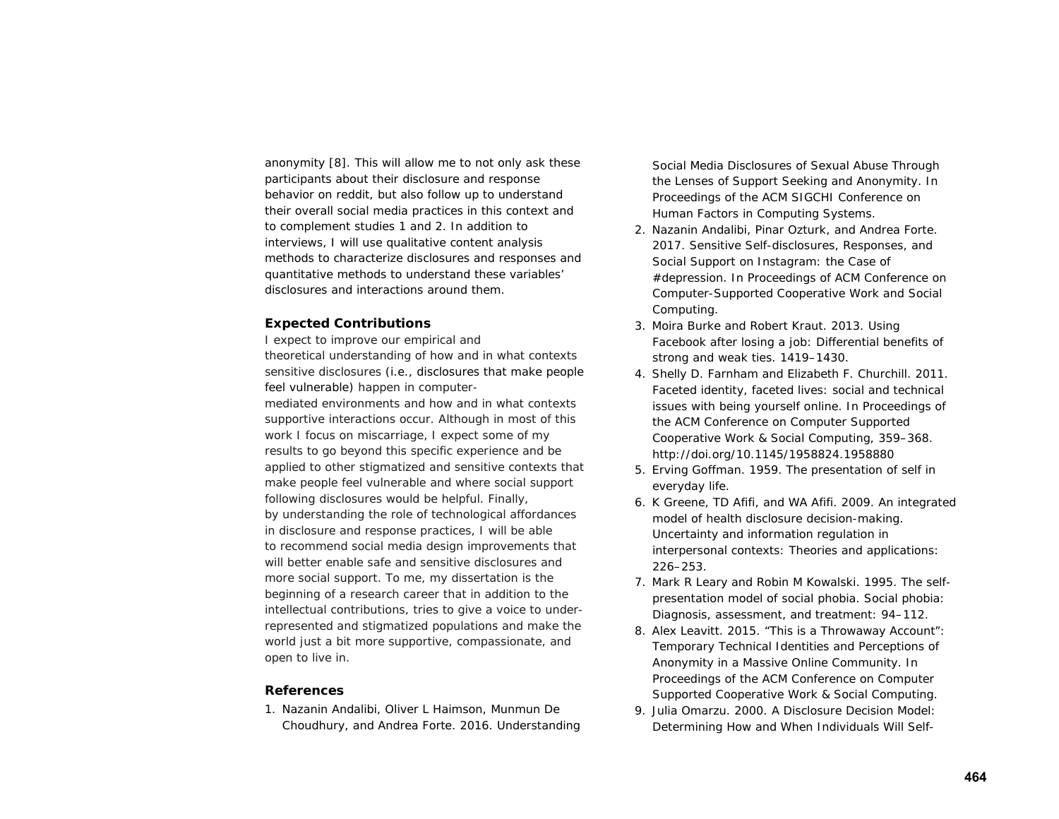anonymity [8]. This will allow me to not only ask these participants about their disclosure and response behavior on reddit, but also follow up to understand their overall social media practices in this context and to complement studies 1 and 2. In addition to interviews, I will use qualitative content analysis methods to characterize disclosures and responses and quantitative methods to understand these variables' disclosures and interactions around them.

### Expected Contributions

I expect to improve our empirical and theoretical understanding of how and in what contexts sensitive disclosures (i.e., disclosures that make people feel vulnerable) happen in computer-mediated environments and how and in what contexts supportive interactions occur. Although in most of this work I focus on miscarriage, I expect some of my results to go beyond this specific experience and be applied to other stigmatized and sensitive contexts that make people feel vulnerable and where social support following disclosures would be helpful. Finally, by understanding the role of technological affordances in disclosure and response practices, I will be able to recommend social media design improvements that will better enable safe and sensitive disclosures and more social support. To me, my dissertation is the beginning of a research career that in addition to the intellectual contributions, tries to give a voice to under-represented and stigmatized populations and make the world just a bit more supportive, compassionate, and open to live in.

### References

1. Nazanin Andalibi, Oliver L Haimson, Munmun De Choudhury, and Andrea Forte. 2016. Understanding Social Media Disclosures of Sexual Abuse Through the Lenses of Support Seeking and Anonymity. In Proceedings of the ACM SIGCHI Conference on Human Factors in Computing Systems.
2. Nazanin Andalibi, Pinar Ozturk, and Andrea Forte. 2017. Sensitive Self-disclosures, Responses, and Social Support on Instagram: the Case of #depression. In Proceedings of ACM Conference on Computer-Supported Cooperative Work and Social Computing.
3. Moira Burke and Robert Kraut. 2013. Using Facebook after losing a job: Differential benefits of strong and weak ties. 1419–1430.
4. Shelly D. Farnham and Elizabeth F. Churchill. 2011. Faceted identity, faceted lives: social and technical issues with being yourself online. In Proceedings of the ACM Conference on Computer Supported Cooperative Work & Social Computing, 359–368. http://doi.org/10.1145/1958824.1958880
5. Erving Goffman. 1959. The presentation of self in everyday life.
6. K Greene, TD Afifi, and WA Afifi. 2009. An integrated model of health disclosure decision-making. Uncertainty and information regulation in interpersonal contexts: Theories and applications: 226–253.
7. Mark R Leary and Robin M Kowalski. 1995. The self-presentation model of social phobia. Social phobia: Diagnosis, assessment, and treatment: 94–112.
8. Alex Leavitt. 2015. "This is a Throwaway Account": Temporary Technical Identities and Perceptions of Anonymity in a Massive Online Community. In Proceedings of the ACM Conference on Computer Supported Cooperative Work & Social Computing.
9. Julia Omarzu. 2000. A Disclosure Decision Model: Determining How and When Individuals Will Self-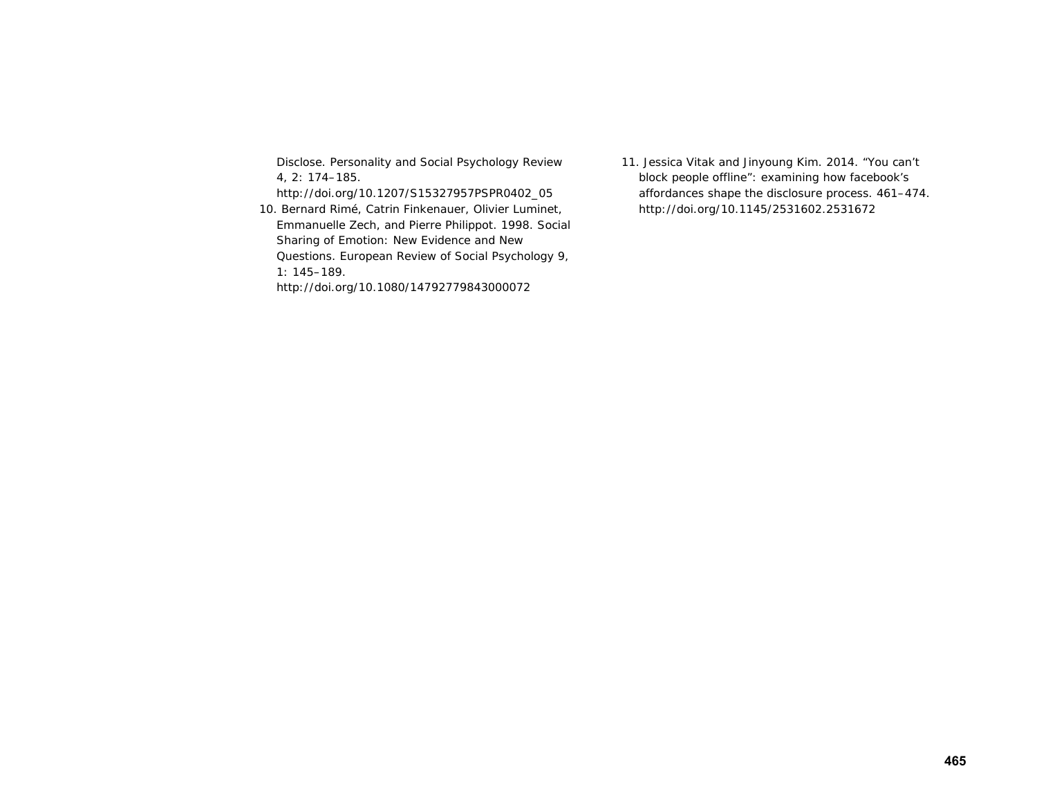Disclose. Personality and Social Psychology Review 4, 2: 174–185. http://doi.org/10.1207/S15327957PSPR0402_05

10. Bernard Rimé, Catrin Finkenauer, Olivier Luminet, Emmanuelle Zech, and Pierre Philippot. 1998. Social Sharing of Emotion: New Evidence and New Questions. European Review of Social Psychology 9, 1: 145–189. http://doi.org/10.1080/14792779843000072

11. Jessica Vitak and Jinyoung Kim. 2014. "You can't block people offline": examining how facebook's affordances shape the disclosure process. 461–474. http://doi.org/10.1145/2531602.2531672